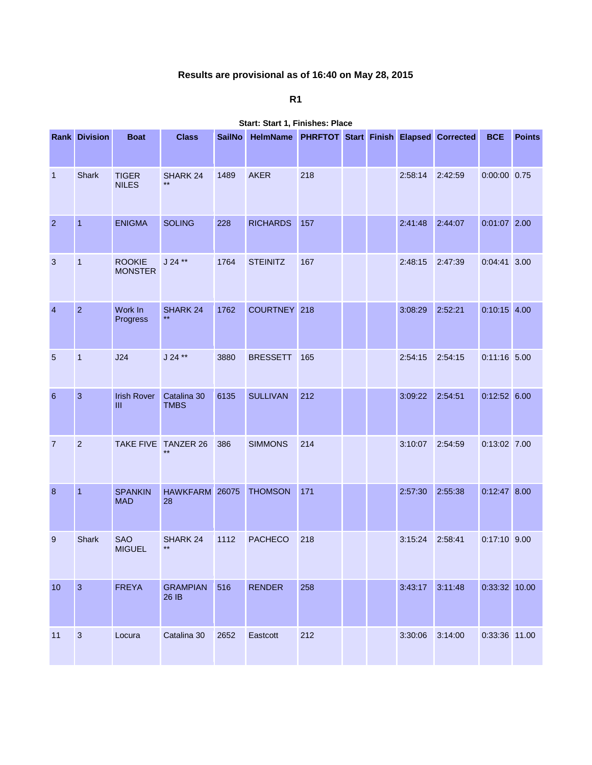# Results are provisional as of 16:40 on May 28, 2015

## R1

**Start: Start 1, Finishes: Place**

| Rank | Division | Boat | Class | SailNo | HelmName | PHRFTOT | Start | Finish | Elapsed | Corrected | BCE | Points |
|---|---|---|---|---|---|---|---|---|---|---|---|---|
| 1 | Shark | TIGER NILES | SHARK 24 ** | 1489 | AKER | 218 | | | 2:58:14 | 2:42:59 | 0:00:00 | 0.75 |
| 2 | 1 | ENIGMA | SOLING | 228 | RICHARDS | 157 | | | 2:41:48 | 2:44:07 | 0:01:07 | 2.00 |
| 3 | 1 | ROOKIE MONSTER | J 24 ** | 1764 | STEINITZ | 167 | | | 2:48:15 | 2:47:39 | 0:04:41 | 3.00 |
| 4 | 2 | Work In Progress | SHARK 24 ** | 1762 | COURTNEY | 218 | | | 3:08:29 | 2:52:21 | 0:10:15 | 4.00 |
| 5 | 1 | J24 | J 24 ** | 3880 | BRESSETT | 165 | | | 2:54:15 | 2:54:15 | 0:11:16 | 5.00 |
| 6 | 3 | Irish Rover III | Catalina 30 TMBS | 6135 | SULLIVAN | 212 | | | 3:09:22 | 2:54:51 | 0:12:52 | 6.00 |
| 7 | 2 | TAKE FIVE | TANZER 26 ** | 386 | SIMMONS | 214 | | | 3:10:07 | 2:54:59 | 0:13:02 | 7.00 |
| 8 | 1 | SPANKIN MAD | HAWKFARM 28 | 26075 | THOMSON | 171 | | | 2:57:30 | 2:55:38 | 0:12:47 | 8.00 |
| 9 | Shark | SAO MIGUEL | SHARK 24 ** | 1112 | PACHECO | 218 | | | 3:15:24 | 2:58:41 | 0:17:10 | 9.00 |
| 10 | 3 | FREYA | GRAMPIAN 26 IB | 516 | RENDER | 258 | | | 3:43:17 | 3:11:48 | 0:33:32 | 10.00 |
| 11 | 3 | Locura | Catalina 30 | 2652 | Eastcott | 212 | | | 3:30:06 | 3:14:00 | 0:33:36 | 11.00 |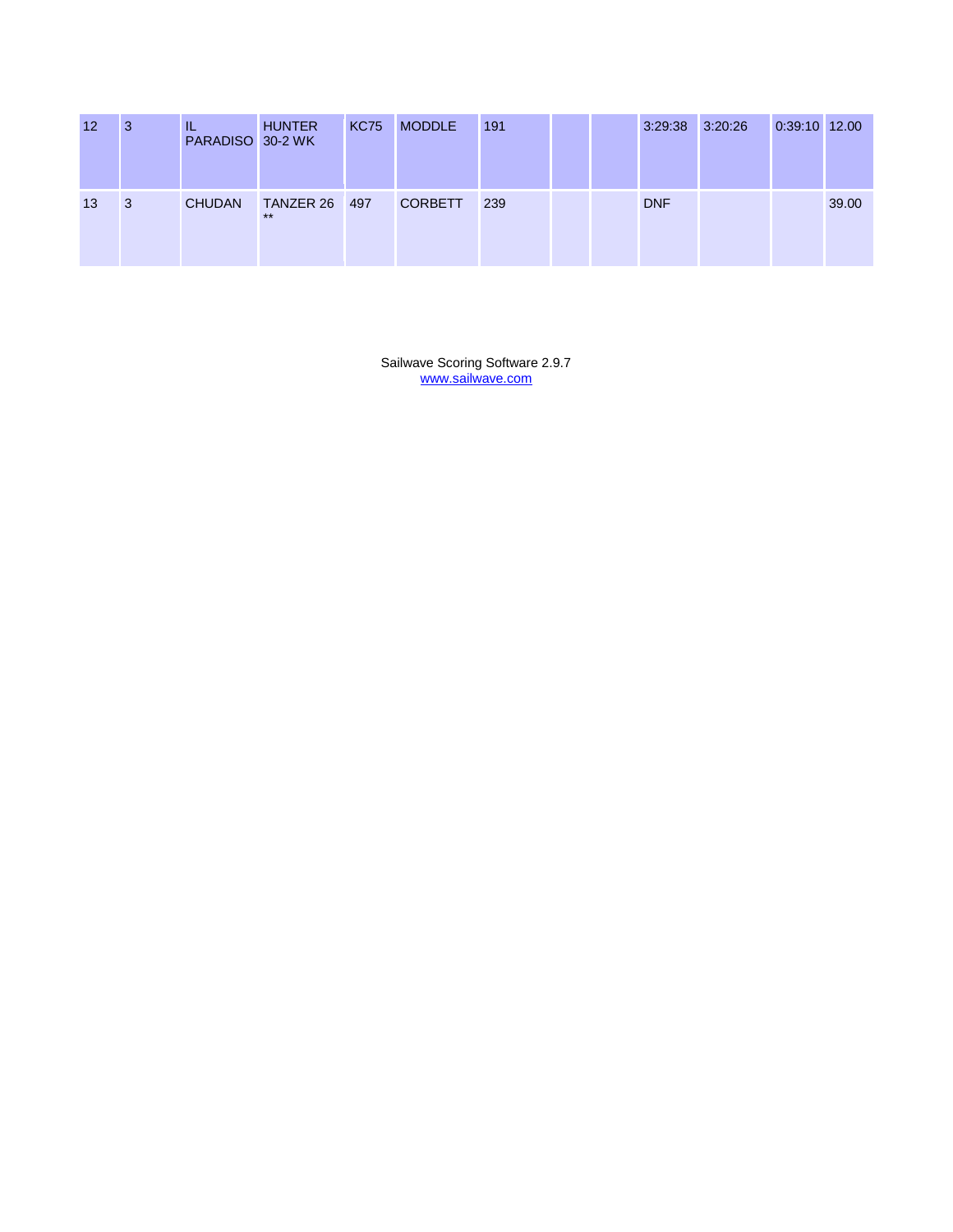| | | | | | | | | | | | | |
|---|---|---|---|---|---|---|---|---|---|---|---|---|
| 12 | 3 | IL PARADISO | HUNTER 30-2 WK | KC75 | MODDLE | 191 | | | 3:29:38 | 3:20:26 | 0:39:10 | 12.00 |
| 13 | 3 | CHUDAN | TANZER 26 ** | 497 | CORBETT | 239 | | | DNF | | | 39.00 |

Sailwave Scoring Software 2.9.7
www.sailwave.com